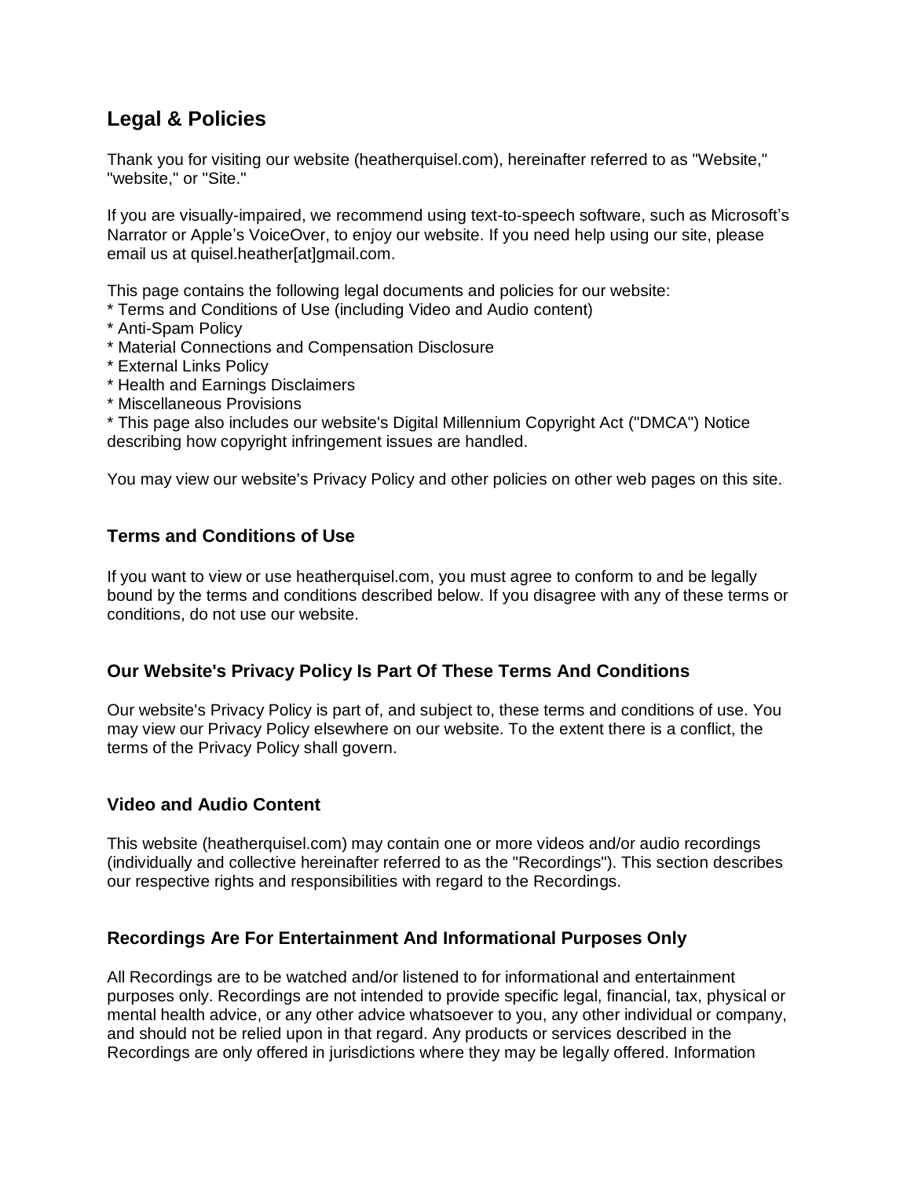# Legal & Policies

Thank you for visiting our website (heatherquisel.com), hereinafter referred to as "Website," "website," or "Site."

If you are visually-impaired, we recommend using text-to-speech software, such as Microsoft's Narrator or Apple's VoiceOver, to enjoy our website. If you need help using our site, please email us at quisel.heather[at]gmail.com.

This page contains the following legal documents and policies for our website:
* Terms and Conditions of Use (including Video and Audio content)
* Anti-Spam Policy
* Material Connections and Compensation Disclosure
* External Links Policy
* Health and Earnings Disclaimers
* Miscellaneous Provisions
* This page also includes our website's Digital Millennium Copyright Act ("DMCA") Notice describing how copyright infringement issues are handled.

You may view our website's Privacy Policy and other policies on other web pages on this site.

## Terms and Conditions of Use

If you want to view or use heatherquisel.com, you must agree to conform to and be legally bound by the terms and conditions described below. If you disagree with any of these terms or conditions, do not use our website.

## Our Website's Privacy Policy Is Part Of These Terms And Conditions

Our website's Privacy Policy is part of, and subject to, these terms and conditions of use. You may view our Privacy Policy elsewhere on our website. To the extent there is a conflict, the terms of the Privacy Policy shall govern.

## Video and Audio Content

This website (heatherquisel.com) may contain one or more videos and/or audio recordings (individually and collective hereinafter referred to as the "Recordings"). This section describes our respective rights and responsibilities with regard to the Recordings.

## Recordings Are For Entertainment And Informational Purposes Only

All Recordings are to be watched and/or listened to for informational and entertainment purposes only. Recordings are not intended to provide specific legal, financial, tax, physical or mental health advice, or any other advice whatsoever to you, any other individual or company, and should not be relied upon in that regard. Any products or services described in the Recordings are only offered in jurisdictions where they may be legally offered. Information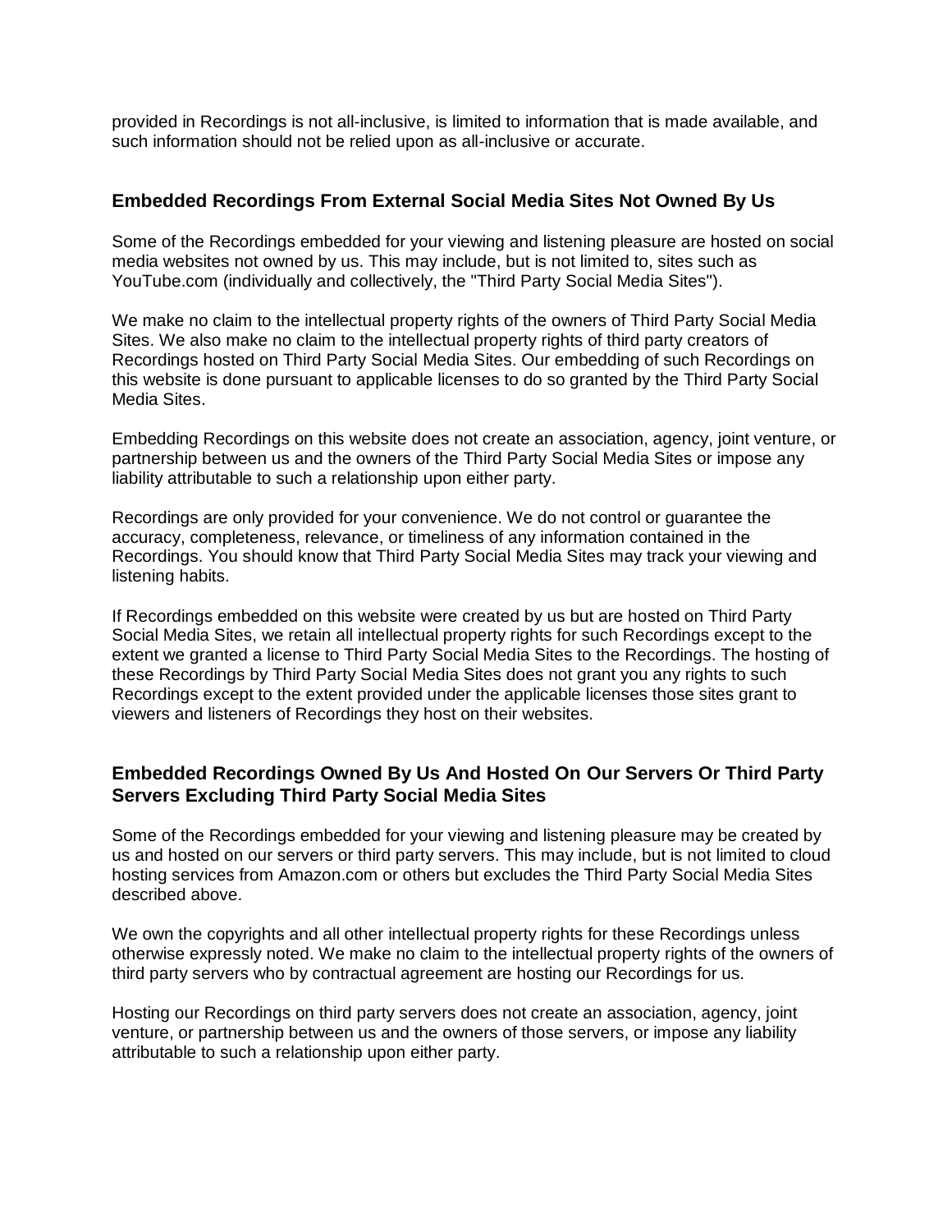provided in Recordings is not all-inclusive, is limited to information that is made available, and such information should not be relied upon as all-inclusive or accurate.

### Embedded Recordings From External Social Media Sites Not Owned By Us

Some of the Recordings embedded for your viewing and listening pleasure are hosted on social media websites not owned by us. This may include, but is not limited to, sites such as YouTube.com (individually and collectively, the "Third Party Social Media Sites").

We make no claim to the intellectual property rights of the owners of Third Party Social Media Sites. We also make no claim to the intellectual property rights of third party creators of Recordings hosted on Third Party Social Media Sites. Our embedding of such Recordings on this website is done pursuant to applicable licenses to do so granted by the Third Party Social Media Sites.

Embedding Recordings on this website does not create an association, agency, joint venture, or partnership between us and the owners of the Third Party Social Media Sites or impose any liability attributable to such a relationship upon either party.

Recordings are only provided for your convenience. We do not control or guarantee the accuracy, completeness, relevance, or timeliness of any information contained in the Recordings. You should know that Third Party Social Media Sites may track your viewing and listening habits.

If Recordings embedded on this website were created by us but are hosted on Third Party Social Media Sites, we retain all intellectual property rights for such Recordings except to the extent we granted a license to Third Party Social Media Sites to the Recordings. The hosting of these Recordings by Third Party Social Media Sites does not grant you any rights to such Recordings except to the extent provided under the applicable licenses those sites grant to viewers and listeners of Recordings they host on their websites.

### Embedded Recordings Owned By Us And Hosted On Our Servers Or Third Party Servers Excluding Third Party Social Media Sites

Some of the Recordings embedded for your viewing and listening pleasure may be created by us and hosted on our servers or third party servers. This may include, but is not limited to cloud hosting services from Amazon.com or others but excludes the Third Party Social Media Sites described above.

We own the copyrights and all other intellectual property rights for these Recordings unless otherwise expressly noted. We make no claim to the intellectual property rights of the owners of third party servers who by contractual agreement are hosting our Recordings for us.

Hosting our Recordings on third party servers does not create an association, agency, joint venture, or partnership between us and the owners of those servers, or impose any liability attributable to such a relationship upon either party.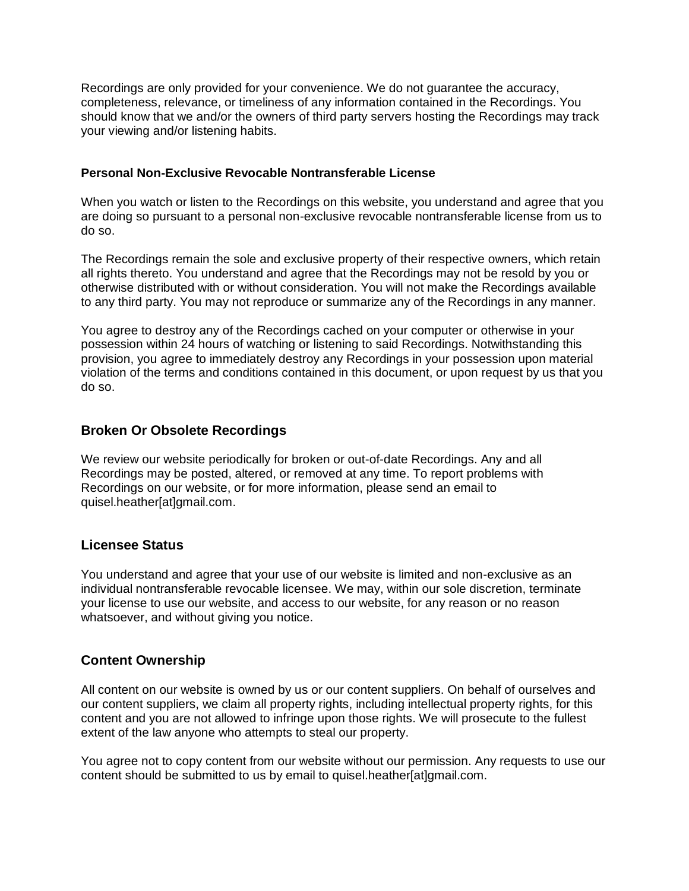Recordings are only provided for your convenience. We do not guarantee the accuracy, completeness, relevance, or timeliness of any information contained in the Recordings. You should know that we and/or the owners of third party servers hosting the Recordings may track your viewing and/or listening habits.

### Personal Non-Exclusive Revocable Nontransferable License

When you watch or listen to the Recordings on this website, you understand and agree that you are doing so pursuant to a personal non-exclusive revocable nontransferable license from us to do so.

The Recordings remain the sole and exclusive property of their respective owners, which retain all rights thereto. You understand and agree that the Recordings may not be resold by you or otherwise distributed with or without consideration. You will not make the Recordings available to any third party. You may not reproduce or summarize any of the Recordings in any manner.

You agree to destroy any of the Recordings cached on your computer or otherwise in your possession within 24 hours of watching or listening to said Recordings. Notwithstanding this provision, you agree to immediately destroy any Recordings in your possession upon material violation of the terms and conditions contained in this document, or upon request by us that you do so.

## Broken Or Obsolete Recordings

We review our website periodically for broken or out-of-date Recordings. Any and all Recordings may be posted, altered, or removed at any time. To report problems with Recordings on our website, or for more information, please send an email to quisel.heather[at]gmail.com.

## Licensee Status

You understand and agree that your use of our website is limited and non-exclusive as an individual nontransferable revocable licensee. We may, within our sole discretion, terminate your license to use our website, and access to our website, for any reason or no reason whatsoever, and without giving you notice.

## Content Ownership

All content on our website is owned by us or our content suppliers. On behalf of ourselves and our content suppliers, we claim all property rights, including intellectual property rights, for this content and you are not allowed to infringe upon those rights. We will prosecute to the fullest extent of the law anyone who attempts to steal our property.

You agree not to copy content from our website without our permission. Any requests to use our content should be submitted to us by email to quisel.heather[at]gmail.com.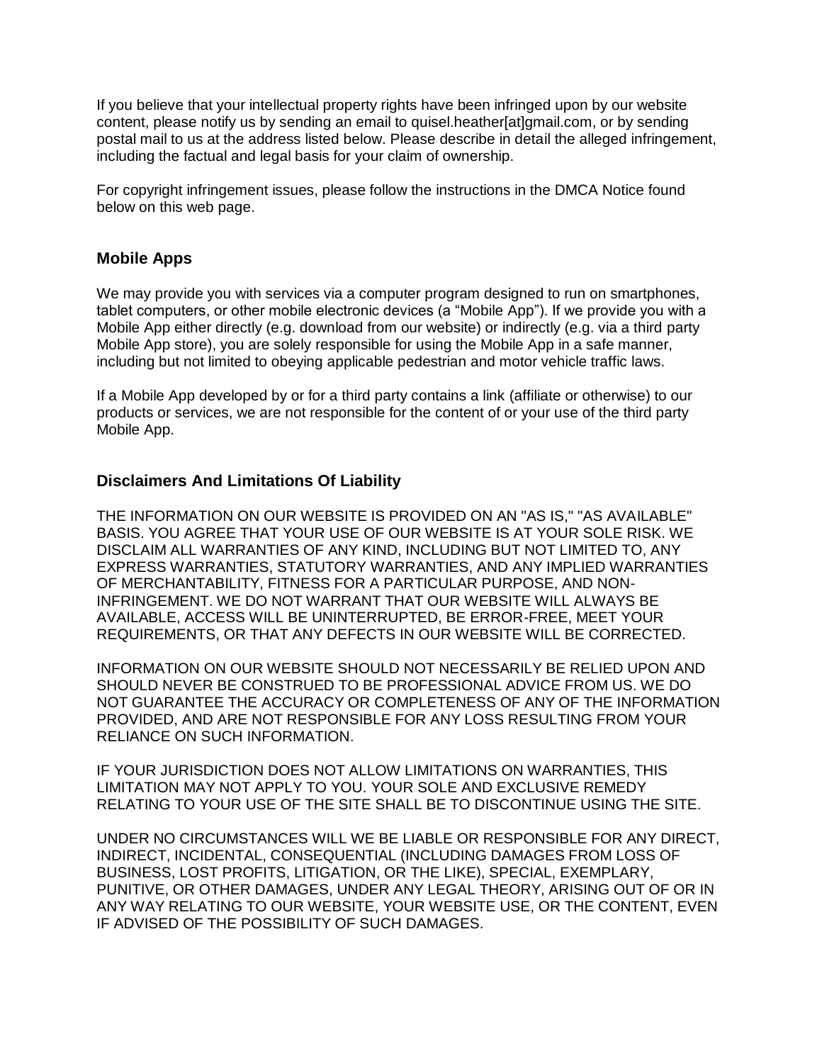If you believe that your intellectual property rights have been infringed upon by our website content, please notify us by sending an email to quisel.heather[at]gmail.com, or by sending postal mail to us at the address listed below. Please describe in detail the alleged infringement, including the factual and legal basis for your claim of ownership.

For copyright infringement issues, please follow the instructions in the DMCA Notice found below on this web page.

### Mobile Apps

We may provide you with services via a computer program designed to run on smartphones, tablet computers, or other mobile electronic devices (a "Mobile App"). If we provide you with a Mobile App either directly (e.g. download from our website) or indirectly (e.g. via a third party Mobile App store), you are solely responsible for using the Mobile App in a safe manner, including but not limited to obeying applicable pedestrian and motor vehicle traffic laws.

If a Mobile App developed by or for a third party contains a link (affiliate or otherwise) to our products or services, we are not responsible for the content of or your use of the third party Mobile App.

### Disclaimers And Limitations Of Liability

THE INFORMATION ON OUR WEBSITE IS PROVIDED ON AN "AS IS," "AS AVAILABLE" BASIS. YOU AGREE THAT YOUR USE OF OUR WEBSITE IS AT YOUR SOLE RISK. WE DISCLAIM ALL WARRANTIES OF ANY KIND, INCLUDING BUT NOT LIMITED TO, ANY EXPRESS WARRANTIES, STATUTORY WARRANTIES, AND ANY IMPLIED WARRANTIES OF MERCHANTABILITY, FITNESS FOR A PARTICULAR PURPOSE, AND NON-INFRINGEMENT. WE DO NOT WARRANT THAT OUR WEBSITE WILL ALWAYS BE AVAILABLE, ACCESS WILL BE UNINTERRUPTED, BE ERROR-FREE, MEET YOUR REQUIREMENTS, OR THAT ANY DEFECTS IN OUR WEBSITE WILL BE CORRECTED.

INFORMATION ON OUR WEBSITE SHOULD NOT NECESSARILY BE RELIED UPON AND SHOULD NEVER BE CONSTRUED TO BE PROFESSIONAL ADVICE FROM US. WE DO NOT GUARANTEE THE ACCURACY OR COMPLETENESS OF ANY OF THE INFORMATION PROVIDED, AND ARE NOT RESPONSIBLE FOR ANY LOSS RESULTING FROM YOUR RELIANCE ON SUCH INFORMATION.

IF YOUR JURISDICTION DOES NOT ALLOW LIMITATIONS ON WARRANTIES, THIS LIMITATION MAY NOT APPLY TO YOU. YOUR SOLE AND EXCLUSIVE REMEDY RELATING TO YOUR USE OF THE SITE SHALL BE TO DISCONTINUE USING THE SITE.

UNDER NO CIRCUMSTANCES WILL WE BE LIABLE OR RESPONSIBLE FOR ANY DIRECT, INDIRECT, INCIDENTAL, CONSEQUENTIAL (INCLUDING DAMAGES FROM LOSS OF BUSINESS, LOST PROFITS, LITIGATION, OR THE LIKE), SPECIAL, EXEMPLARY, PUNITIVE, OR OTHER DAMAGES, UNDER ANY LEGAL THEORY, ARISING OUT OF OR IN ANY WAY RELATING TO OUR WEBSITE, YOUR WEBSITE USE, OR THE CONTENT, EVEN IF ADVISED OF THE POSSIBILITY OF SUCH DAMAGES.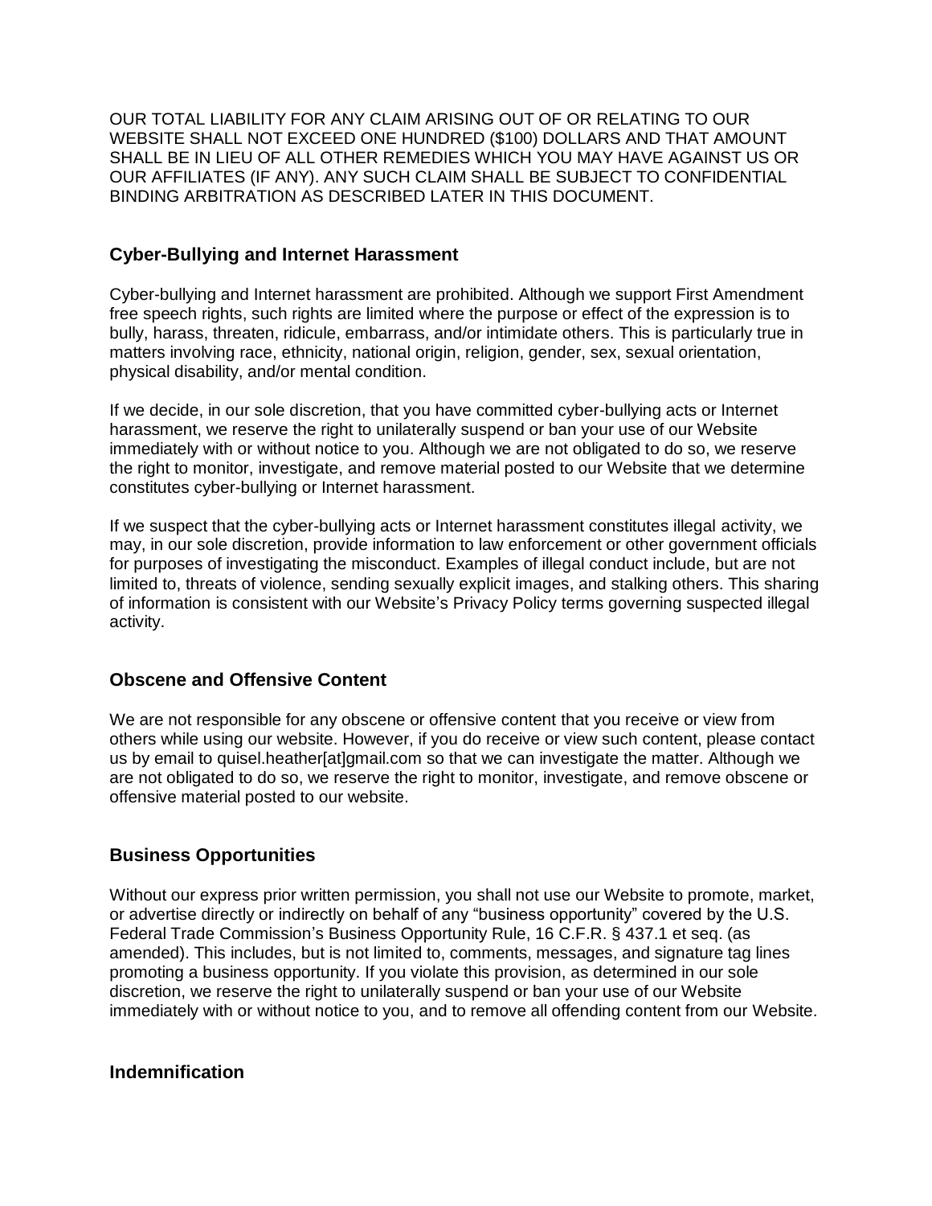OUR TOTAL LIABILITY FOR ANY CLAIM ARISING OUT OF OR RELATING TO OUR WEBSITE SHALL NOT EXCEED ONE HUNDRED ($100) DOLLARS AND THAT AMOUNT SHALL BE IN LIEU OF ALL OTHER REMEDIES WHICH YOU MAY HAVE AGAINST US OR OUR AFFILIATES (IF ANY). ANY SUCH CLAIM SHALL BE SUBJECT TO CONFIDENTIAL BINDING ARBITRATION AS DESCRIBED LATER IN THIS DOCUMENT.

## Cyber-Bullying and Internet Harassment

Cyber-bullying and Internet harassment are prohibited. Although we support First Amendment free speech rights, such rights are limited where the purpose or effect of the expression is to bully, harass, threaten, ridicule, embarrass, and/or intimidate others. This is particularly true in matters involving race, ethnicity, national origin, religion, gender, sex, sexual orientation, physical disability, and/or mental condition.

If we decide, in our sole discretion, that you have committed cyber-bullying acts or Internet harassment, we reserve the right to unilaterally suspend or ban your use of our Website immediately with or without notice to you. Although we are not obligated to do so, we reserve the right to monitor, investigate, and remove material posted to our Website that we determine constitutes cyber-bullying or Internet harassment.

If we suspect that the cyber-bullying acts or Internet harassment constitutes illegal activity, we may, in our sole discretion, provide information to law enforcement or other government officials for purposes of investigating the misconduct. Examples of illegal conduct include, but are not limited to, threats of violence, sending sexually explicit images, and stalking others. This sharing of information is consistent with our Website's Privacy Policy terms governing suspected illegal activity.

## Obscene and Offensive Content

We are not responsible for any obscene or offensive content that you receive or view from others while using our website. However, if you do receive or view such content, please contact us by email to quisel.heather[at]gmail.com so that we can investigate the matter. Although we are not obligated to do so, we reserve the right to monitor, investigate, and remove obscene or offensive material posted to our website.

## Business Opportunities

Without our express prior written permission, you shall not use our Website to promote, market, or advertise directly or indirectly on behalf of any "business opportunity" covered by the U.S. Federal Trade Commission's Business Opportunity Rule, 16 C.F.R. § 437.1 et seq. (as amended). This includes, but is not limited to, comments, messages, and signature tag lines promoting a business opportunity. If you violate this provision, as determined in our sole discretion, we reserve the right to unilaterally suspend or ban your use of our Website immediately with or without notice to you, and to remove all offending content from our Website.

## Indemnification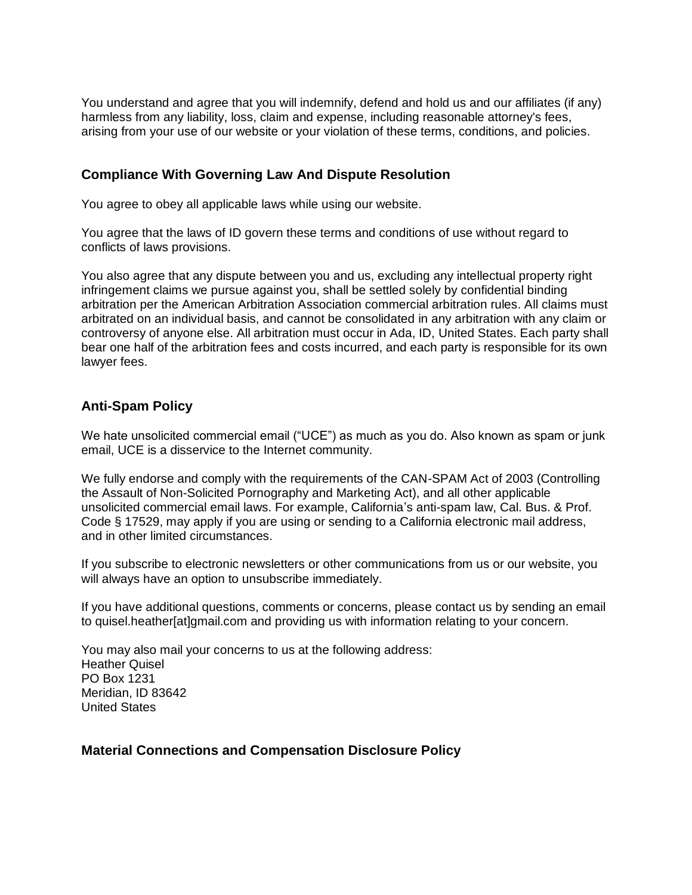You understand and agree that you will indemnify, defend and hold us and our affiliates (if any) harmless from any liability, loss, claim and expense, including reasonable attorney's fees, arising from your use of our website or your violation of these terms, conditions, and policies.

### Compliance With Governing Law And Dispute Resolution

You agree to obey all applicable laws while using our website.

You agree that the laws of ID govern these terms and conditions of use without regard to conflicts of laws provisions.

You also agree that any dispute between you and us, excluding any intellectual property right infringement claims we pursue against you, shall be settled solely by confidential binding arbitration per the American Arbitration Association commercial arbitration rules. All claims must arbitrated on an individual basis, and cannot be consolidated in any arbitration with any claim or controversy of anyone else. All arbitration must occur in Ada, ID, United States. Each party shall bear one half of the arbitration fees and costs incurred, and each party is responsible for its own lawyer fees.

### Anti-Spam Policy

We hate unsolicited commercial email ("UCE") as much as you do. Also known as spam or junk email, UCE is a disservice to the Internet community.

We fully endorse and comply with the requirements of the CAN-SPAM Act of 2003 (Controlling the Assault of Non-Solicited Pornography and Marketing Act), and all other applicable unsolicited commercial email laws. For example, California's anti-spam law, Cal. Bus. & Prof. Code § 17529, may apply if you are using or sending to a California electronic mail address, and in other limited circumstances.

If you subscribe to electronic newsletters or other communications from us or our website, you will always have an option to unsubscribe immediately.

If you have additional questions, comments or concerns, please contact us by sending an email to quisel.heather[at]gmail.com and providing us with information relating to your concern.

You may also mail your concerns to us at the following address:
Heather Quisel
PO Box 1231
Meridian, ID 83642
United States

### Material Connections and Compensation Disclosure Policy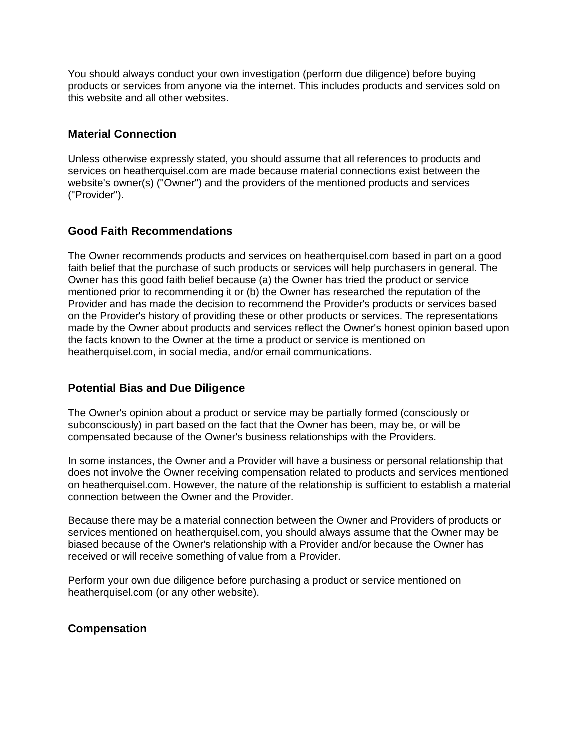You should always conduct your own investigation (perform due diligence) before buying products or services from anyone via the internet. This includes products and services sold on this website and all other websites.

### Material Connection

Unless otherwise expressly stated, you should assume that all references to products and services on heatherquisel.com are made because material connections exist between the website's owner(s) ("Owner") and the providers of the mentioned products and services ("Provider").

### Good Faith Recommendations

The Owner recommends products and services on heatherquisel.com based in part on a good faith belief that the purchase of such products or services will help purchasers in general. The Owner has this good faith belief because (a) the Owner has tried the product or service mentioned prior to recommending it or (b) the Owner has researched the reputation of the Provider and has made the decision to recommend the Provider's products or services based on the Provider's history of providing these or other products or services. The representations made by the Owner about products and services reflect the Owner's honest opinion based upon the facts known to the Owner at the time a product or service is mentioned on heatherquisel.com, in social media, and/or email communications.

### Potential Bias and Due Diligence

The Owner's opinion about a product or service may be partially formed (consciously or subconsciously) in part based on the fact that the Owner has been, may be, or will be compensated because of the Owner's business relationships with the Providers.

In some instances, the Owner and a Provider will have a business or personal relationship that does not involve the Owner receiving compensation related to products and services mentioned on heatherquisel.com. However, the nature of the relationship is sufficient to establish a material connection between the Owner and the Provider.

Because there may be a material connection between the Owner and Providers of products or services mentioned on heatherquisel.com, you should always assume that the Owner may be biased because of the Owner's relationship with a Provider and/or because the Owner has received or will receive something of value from a Provider.

Perform your own due diligence before purchasing a product or service mentioned on heatherquisel.com (or any other website).

### Compensation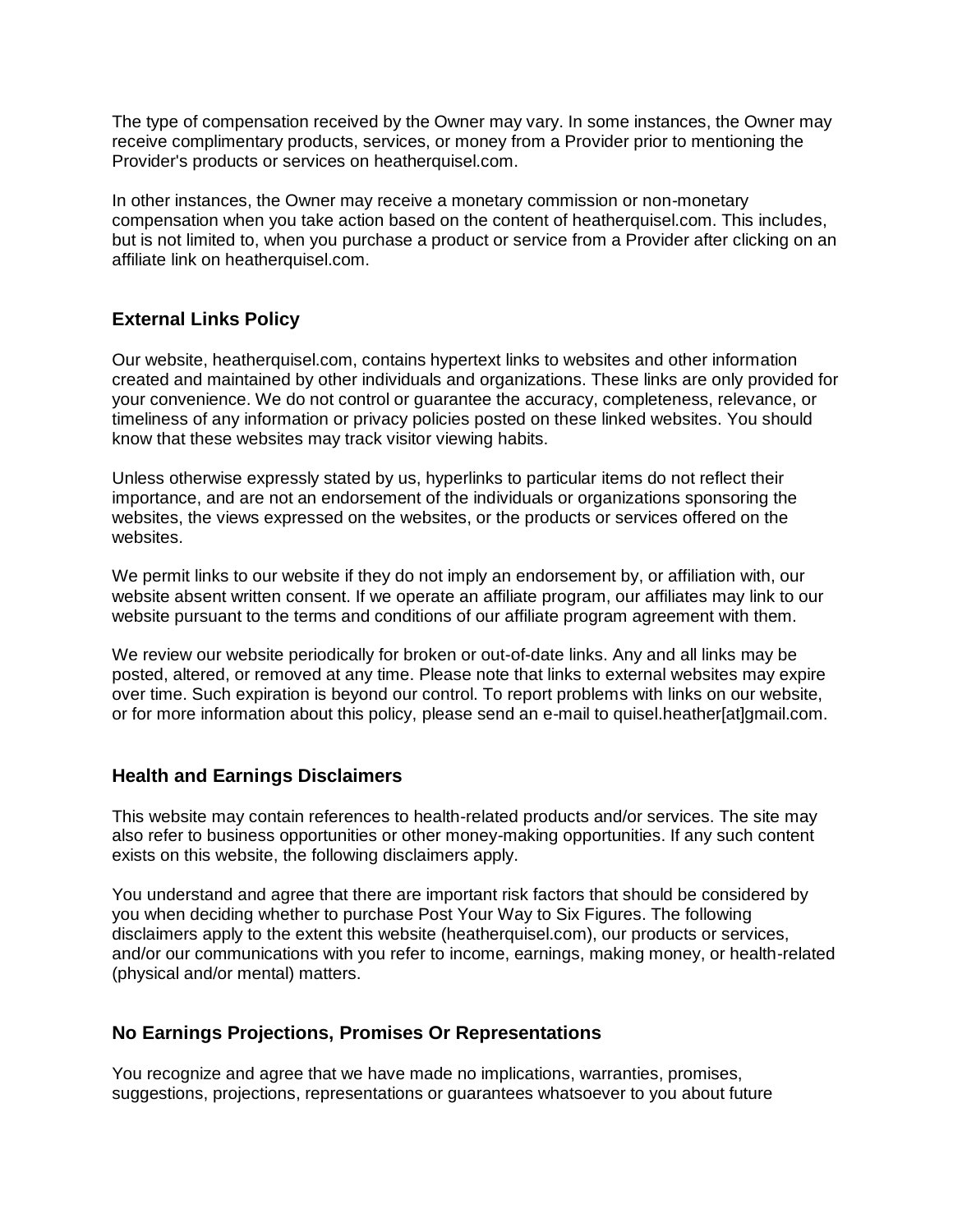The type of compensation received by the Owner may vary. In some instances, the Owner may receive complimentary products, services, or money from a Provider prior to mentioning the Provider's products or services on heatherquisel.com.

In other instances, the Owner may receive a monetary commission or non-monetary compensation when you take action based on the content of heatherquisel.com. This includes, but is not limited to, when you purchase a product or service from a Provider after clicking on an affiliate link on heatherquisel.com.

### External Links Policy

Our website, heatherquisel.com, contains hypertext links to websites and other information created and maintained by other individuals and organizations. These links are only provided for your convenience. We do not control or guarantee the accuracy, completeness, relevance, or timeliness of any information or privacy policies posted on these linked websites. You should know that these websites may track visitor viewing habits.

Unless otherwise expressly stated by us, hyperlinks to particular items do not reflect their importance, and are not an endorsement of the individuals or organizations sponsoring the websites, the views expressed on the websites, or the products or services offered on the websites.

We permit links to our website if they do not imply an endorsement by, or affiliation with, our website absent written consent. If we operate an affiliate program, our affiliates may link to our website pursuant to the terms and conditions of our affiliate program agreement with them.

We review our website periodically for broken or out-of-date links. Any and all links may be posted, altered, or removed at any time. Please note that links to external websites may expire over time. Such expiration is beyond our control. To report problems with links on our website, or for more information about this policy, please send an e-mail to quisel.heather[at]gmail.com.

### Health and Earnings Disclaimers

This website may contain references to health-related products and/or services. The site may also refer to business opportunities or other money-making opportunities. If any such content exists on this website, the following disclaimers apply.

You understand and agree that there are important risk factors that should be considered by you when deciding whether to purchase Post Your Way to Six Figures. The following disclaimers apply to the extent this website (heatherquisel.com), our products or services, and/or our communications with you refer to income, earnings, making money, or health-related (physical and/or mental) matters.

### No Earnings Projections, Promises Or Representations

You recognize and agree that we have made no implications, warranties, promises, suggestions, projections, representations or guarantees whatsoever to you about future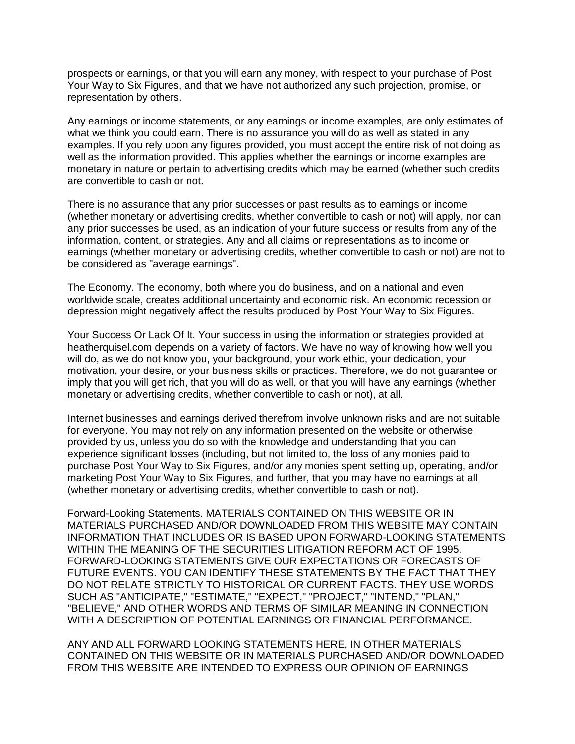prospects or earnings, or that you will earn any money, with respect to your purchase of Post Your Way to Six Figures, and that we have not authorized any such projection, promise, or representation by others.

Any earnings or income statements, or any earnings or income examples, are only estimates of what we think you could earn. There is no assurance you will do as well as stated in any examples. If you rely upon any figures provided, you must accept the entire risk of not doing as well as the information provided. This applies whether the earnings or income examples are monetary in nature or pertain to advertising credits which may be earned (whether such credits are convertible to cash or not.

There is no assurance that any prior successes or past results as to earnings or income (whether monetary or advertising credits, whether convertible to cash or not) will apply, nor can any prior successes be used, as an indication of your future success or results from any of the information, content, or strategies. Any and all claims or representations as to income or earnings (whether monetary or advertising credits, whether convertible to cash or not) are not to be considered as "average earnings".

The Economy. The economy, both where you do business, and on a national and even worldwide scale, creates additional uncertainty and economic risk. An economic recession or depression might negatively affect the results produced by Post Your Way to Six Figures.

Your Success Or Lack Of It. Your success in using the information or strategies provided at heatherquisel.com depends on a variety of factors. We have no way of knowing how well you will do, as we do not know you, your background, your work ethic, your dedication, your motivation, your desire, or your business skills or practices. Therefore, we do not guarantee or imply that you will get rich, that you will do as well, or that you will have any earnings (whether monetary or advertising credits, whether convertible to cash or not), at all.

Internet businesses and earnings derived therefrom involve unknown risks and are not suitable for everyone. You may not rely on any information presented on the website or otherwise provided by us, unless you do so with the knowledge and understanding that you can experience significant losses (including, but not limited to, the loss of any monies paid to purchase Post Your Way to Six Figures, and/or any monies spent setting up, operating, and/or marketing Post Your Way to Six Figures, and further, that you may have no earnings at all (whether monetary or advertising credits, whether convertible to cash or not).

Forward-Looking Statements. MATERIALS CONTAINED ON THIS WEBSITE OR IN MATERIALS PURCHASED AND/OR DOWNLOADED FROM THIS WEBSITE MAY CONTAIN INFORMATION THAT INCLUDES OR IS BASED UPON FORWARD-LOOKING STATEMENTS WITHIN THE MEANING OF THE SECURITIES LITIGATION REFORM ACT OF 1995. FORWARD-LOOKING STATEMENTS GIVE OUR EXPECTATIONS OR FORECASTS OF FUTURE EVENTS. YOU CAN IDENTIFY THESE STATEMENTS BY THE FACT THAT THEY DO NOT RELATE STRICTLY TO HISTORICAL OR CURRENT FACTS. THEY USE WORDS SUCH AS "ANTICIPATE," "ESTIMATE," "EXPECT," "PROJECT," "INTEND," "PLAN," "BELIEVE," AND OTHER WORDS AND TERMS OF SIMILAR MEANING IN CONNECTION WITH A DESCRIPTION OF POTENTIAL EARNINGS OR FINANCIAL PERFORMANCE.

ANY AND ALL FORWARD LOOKING STATEMENTS HERE, IN OTHER MATERIALS CONTAINED ON THIS WEBSITE OR IN MATERIALS PURCHASED AND/OR DOWNLOADED FROM THIS WEBSITE ARE INTENDED TO EXPRESS OUR OPINION OF EARNINGS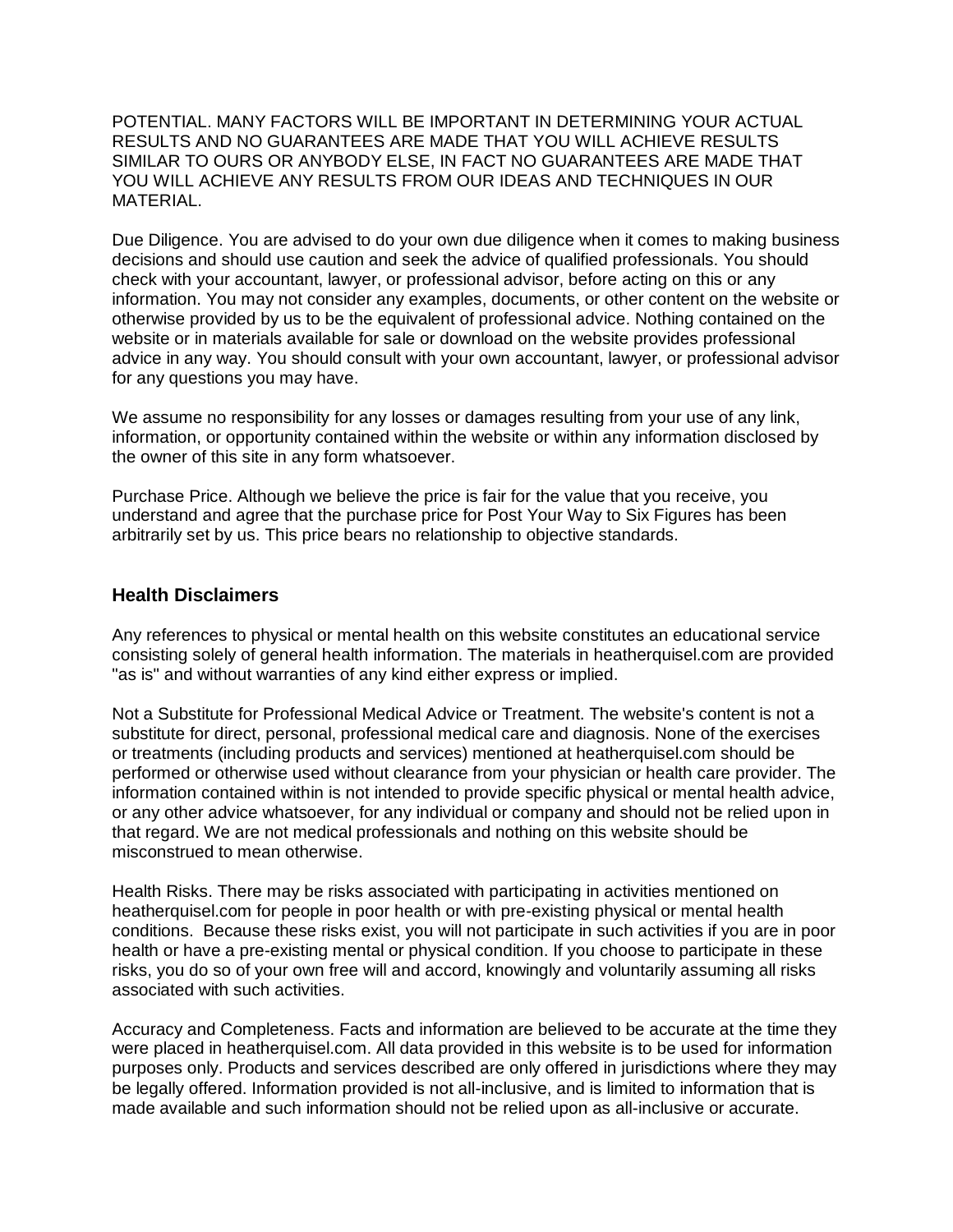POTENTIAL. MANY FACTORS WILL BE IMPORTANT IN DETERMINING YOUR ACTUAL RESULTS AND NO GUARANTEES ARE MADE THAT YOU WILL ACHIEVE RESULTS SIMILAR TO OURS OR ANYBODY ELSE, IN FACT NO GUARANTEES ARE MADE THAT YOU WILL ACHIEVE ANY RESULTS FROM OUR IDEAS AND TECHNIQUES IN OUR MATERIAL.

Due Diligence. You are advised to do your own due diligence when it comes to making business decisions and should use caution and seek the advice of qualified professionals. You should check with your accountant, lawyer, or professional advisor, before acting on this or any information. You may not consider any examples, documents, or other content on the website or otherwise provided by us to be the equivalent of professional advice. Nothing contained on the website or in materials available for sale or download on the website provides professional advice in any way. You should consult with your own accountant, lawyer, or professional advisor for any questions you may have.

We assume no responsibility for any losses or damages resulting from your use of any link, information, or opportunity contained within the website or within any information disclosed by the owner of this site in any form whatsoever.

Purchase Price. Although we believe the price is fair for the value that you receive, you understand and agree that the purchase price for Post Your Way to Six Figures has been arbitrarily set by us. This price bears no relationship to objective standards.

### Health Disclaimers

Any references to physical or mental health on this website constitutes an educational service consisting solely of general health information. The materials in heatherquisel.com are provided "as is" and without warranties of any kind either express or implied.

Not a Substitute for Professional Medical Advice or Treatment. The website's content is not a substitute for direct, personal, professional medical care and diagnosis. None of the exercises or treatments (including products and services) mentioned at heatherquisel.com should be performed or otherwise used without clearance from your physician or health care provider. The information contained within is not intended to provide specific physical or mental health advice, or any other advice whatsoever, for any individual or company and should not be relied upon in that regard. We are not medical professionals and nothing on this website should be misconstrued to mean otherwise.

Health Risks. There may be risks associated with participating in activities mentioned on heatherquisel.com for people in poor health or with pre-existing physical or mental health conditions. Because these risks exist, you will not participate in such activities if you are in poor health or have a pre-existing mental or physical condition. If you choose to participate in these risks, you do so of your own free will and accord, knowingly and voluntarily assuming all risks associated with such activities.

Accuracy and Completeness. Facts and information are believed to be accurate at the time they were placed in heatherquisel.com. All data provided in this website is to be used for information purposes only. Products and services described are only offered in jurisdictions where they may be legally offered. Information provided is not all-inclusive, and is limited to information that is made available and such information should not be relied upon as all-inclusive or accurate.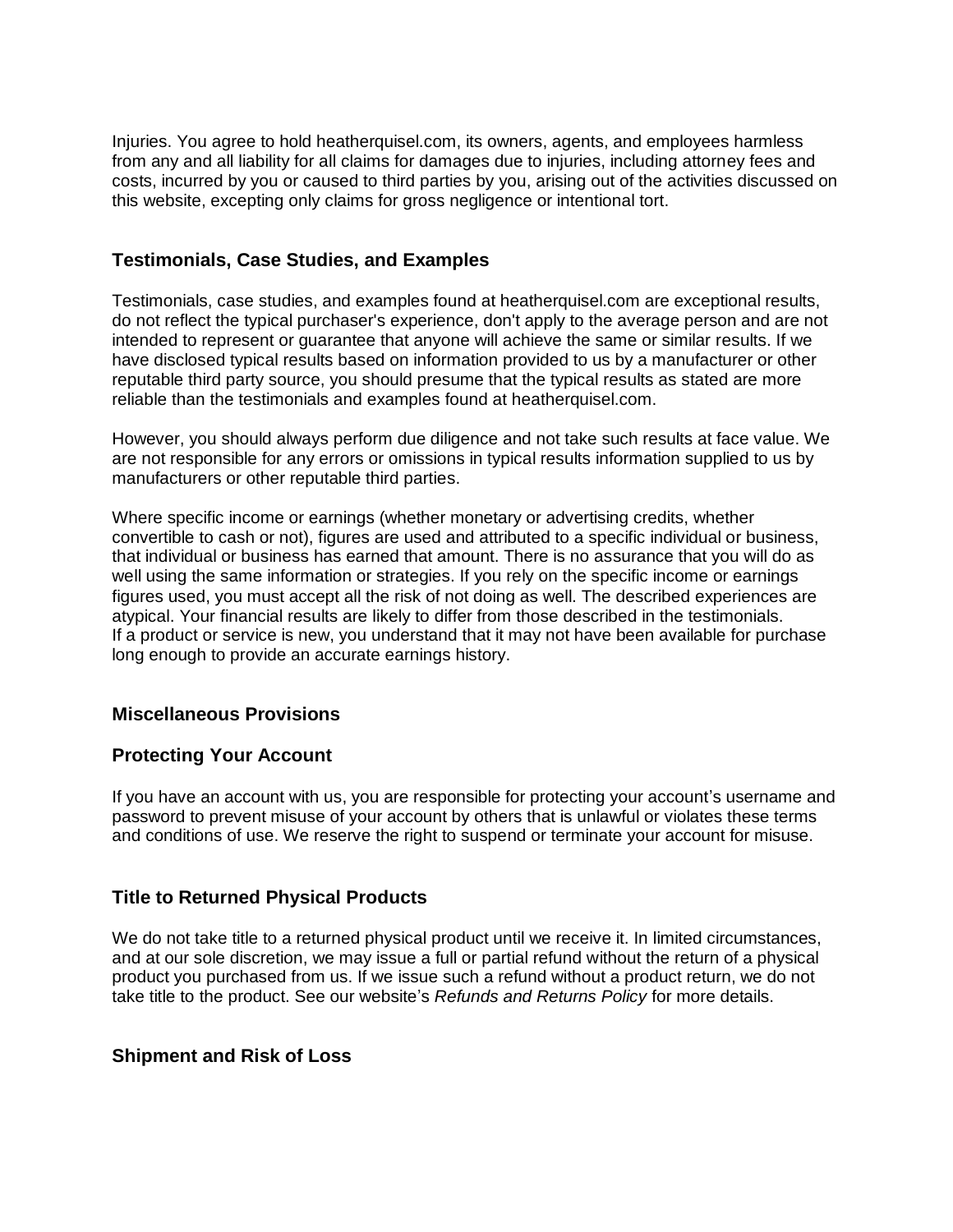Injuries. You agree to hold heatherquisel.com, its owners, agents, and employees harmless from any and all liability for all claims for damages due to injuries, including attorney fees and costs, incurred by you or caused to third parties by you, arising out of the activities discussed on this website, excepting only claims for gross negligence or intentional tort.

### Testimonials, Case Studies, and Examples

Testimonials, case studies, and examples found at heatherquisel.com are exceptional results, do not reflect the typical purchaser's experience, don't apply to the average person and are not intended to represent or guarantee that anyone will achieve the same or similar results. If we have disclosed typical results based on information provided to us by a manufacturer or other reputable third party source, you should presume that the typical results as stated are more reliable than the testimonials and examples found at heatherquisel.com.

However, you should always perform due diligence and not take such results at face value. We are not responsible for any errors or omissions in typical results information supplied to us by manufacturers or other reputable third parties.

Where specific income or earnings (whether monetary or advertising credits, whether convertible to cash or not), figures are used and attributed to a specific individual or business, that individual or business has earned that amount. There is no assurance that you will do as well using the same information or strategies. If you rely on the specific income or earnings figures used, you must accept all the risk of not doing as well. The described experiences are atypical. Your financial results are likely to differ from those described in the testimonials. If a product or service is new, you understand that it may not have been available for purchase long enough to provide an accurate earnings history.

### Miscellaneous Provisions

### Protecting Your Account

If you have an account with us, you are responsible for protecting your account's username and password to prevent misuse of your account by others that is unlawful or violates these terms and conditions of use. We reserve the right to suspend or terminate your account for misuse.

### Title to Returned Physical Products

We do not take title to a returned physical product until we receive it. In limited circumstances, and at our sole discretion, we may issue a full or partial refund without the return of a physical product you purchased from us. If we issue such a refund without a product return, we do not take title to the product. See our website's *Refunds and Returns Policy* for more details.

### Shipment and Risk of Loss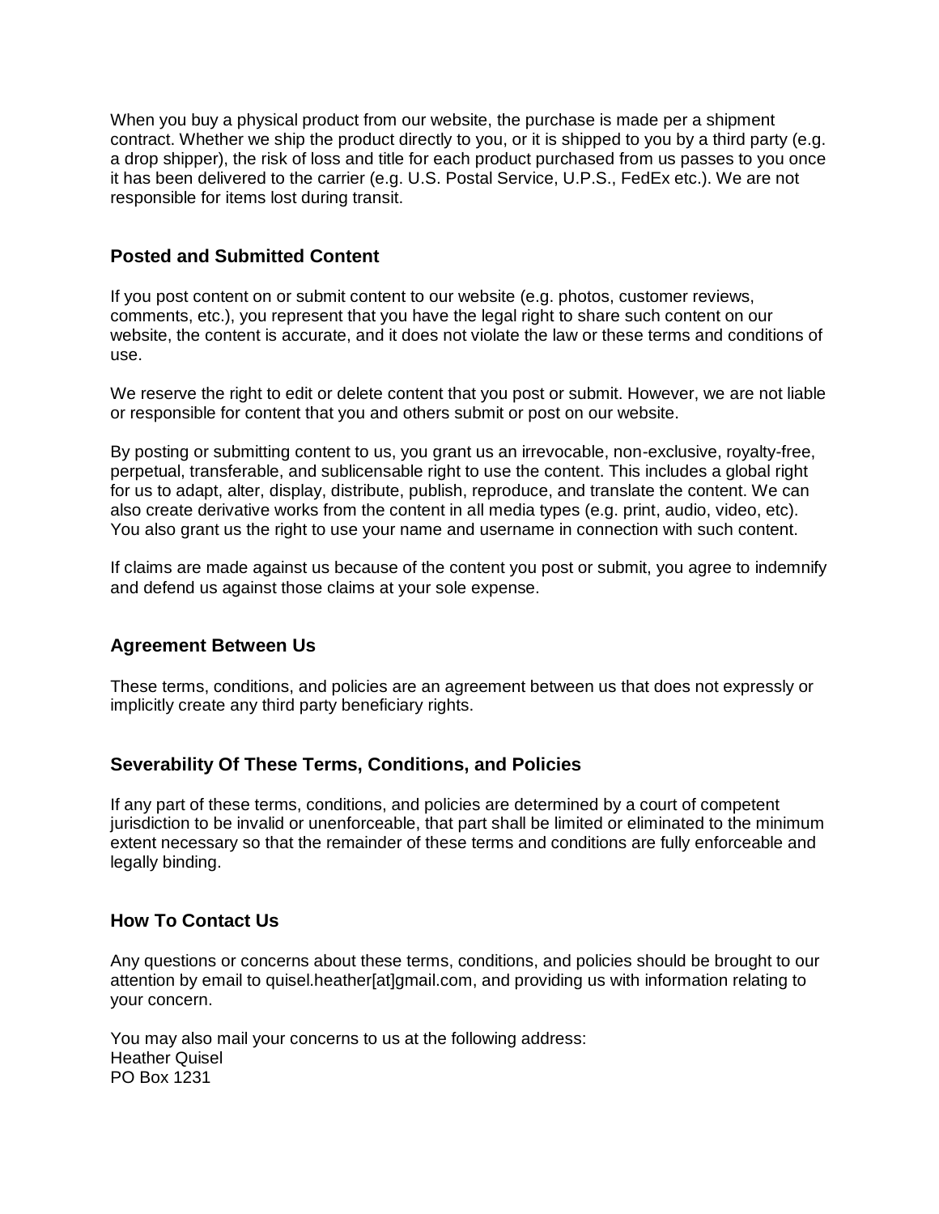When you buy a physical product from our website, the purchase is made per a shipment contract. Whether we ship the product directly to you, or it is shipped to you by a third party (e.g. a drop shipper), the risk of loss and title for each product purchased from us passes to you once it has been delivered to the carrier (e.g. U.S. Postal Service, U.P.S., FedEx etc.). We are not responsible for items lost during transit.

### Posted and Submitted Content

If you post content on or submit content to our website (e.g. photos, customer reviews, comments, etc.), you represent that you have the legal right to share such content on our website, the content is accurate, and it does not violate the law or these terms and conditions of use.

We reserve the right to edit or delete content that you post or submit. However, we are not liable or responsible for content that you and others submit or post on our website.

By posting or submitting content to us, you grant us an irrevocable, non-exclusive, royalty-free, perpetual, transferable, and sublicensable right to use the content. This includes a global right for us to adapt, alter, display, distribute, publish, reproduce, and translate the content. We can also create derivative works from the content in all media types (e.g. print, audio, video, etc). You also grant us the right to use your name and username in connection with such content.

If claims are made against us because of the content you post or submit, you agree to indemnify and defend us against those claims at your sole expense.

### Agreement Between Us

These terms, conditions, and policies are an agreement between us that does not expressly or implicitly create any third party beneficiary rights.

### Severability Of These Terms, Conditions, and Policies

If any part of these terms, conditions, and policies are determined by a court of competent jurisdiction to be invalid or unenforceable, that part shall be limited or eliminated to the minimum extent necessary so that the remainder of these terms and conditions are fully enforceable and legally binding.

### How To Contact Us

Any questions or concerns about these terms, conditions, and policies should be brought to our attention by email to quisel.heather[at]gmail.com, and providing us with information relating to your concern.

You may also mail your concerns to us at the following address:
Heather Quisel
PO Box 1231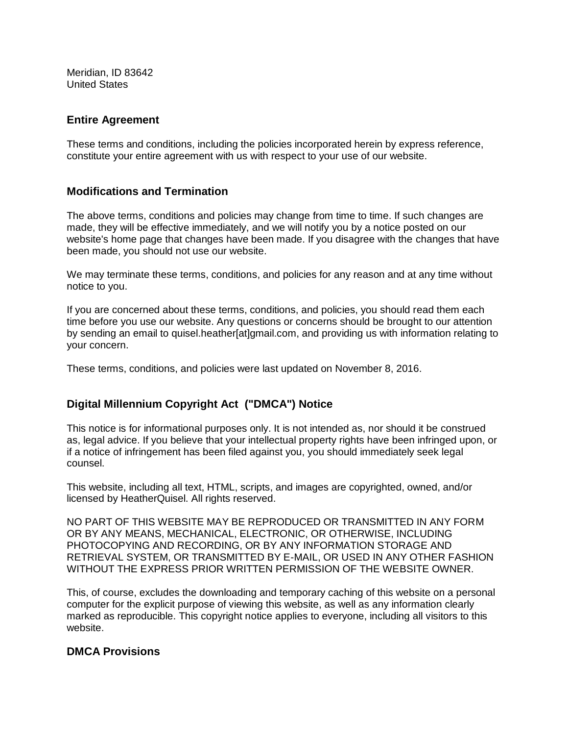Meridian, ID 83642
United States

## Entire Agreement

These terms and conditions, including the policies incorporated herein by express reference, constitute your entire agreement with us with respect to your use of our website.

## Modifications and Termination

The above terms, conditions and policies may change from time to time. If such changes are made, they will be effective immediately, and we will notify you by a notice posted on our website's home page that changes have been made. If you disagree with the changes that have been made, you should not use our website.

We may terminate these terms, conditions, and policies for any reason and at any time without notice to you.

If you are concerned about these terms, conditions, and policies, you should read them each time before you use our website. Any questions or concerns should be brought to our attention by sending an email to quisel.heather[at]gmail.com, and providing us with information relating to your concern.

These terms, conditions, and policies were last updated on November 8, 2016.

## Digital Millennium Copyright Act ("DMCA") Notice

This notice is for informational purposes only. It is not intended as, nor should it be construed as, legal advice. If you believe that your intellectual property rights have been infringed upon, or if a notice of infringement has been filed against you, you should immediately seek legal counsel.

This website, including all text, HTML, scripts, and images are copyrighted, owned, and/or licensed by HeatherQuisel. All rights reserved.

NO PART OF THIS WEBSITE MAY BE REPRODUCED OR TRANSMITTED IN ANY FORM OR BY ANY MEANS, MECHANICAL, ELECTRONIC, OR OTHERWISE, INCLUDING PHOTOCOPYING AND RECORDING, OR BY ANY INFORMATION STORAGE AND RETRIEVAL SYSTEM, OR TRANSMITTED BY E-MAIL, OR USED IN ANY OTHER FASHION WITHOUT THE EXPRESS PRIOR WRITTEN PERMISSION OF THE WEBSITE OWNER.

This, of course, excludes the downloading and temporary caching of this website on a personal computer for the explicit purpose of viewing this website, as well as any information clearly marked as reproducible. This copyright notice applies to everyone, including all visitors to this website.

## DMCA Provisions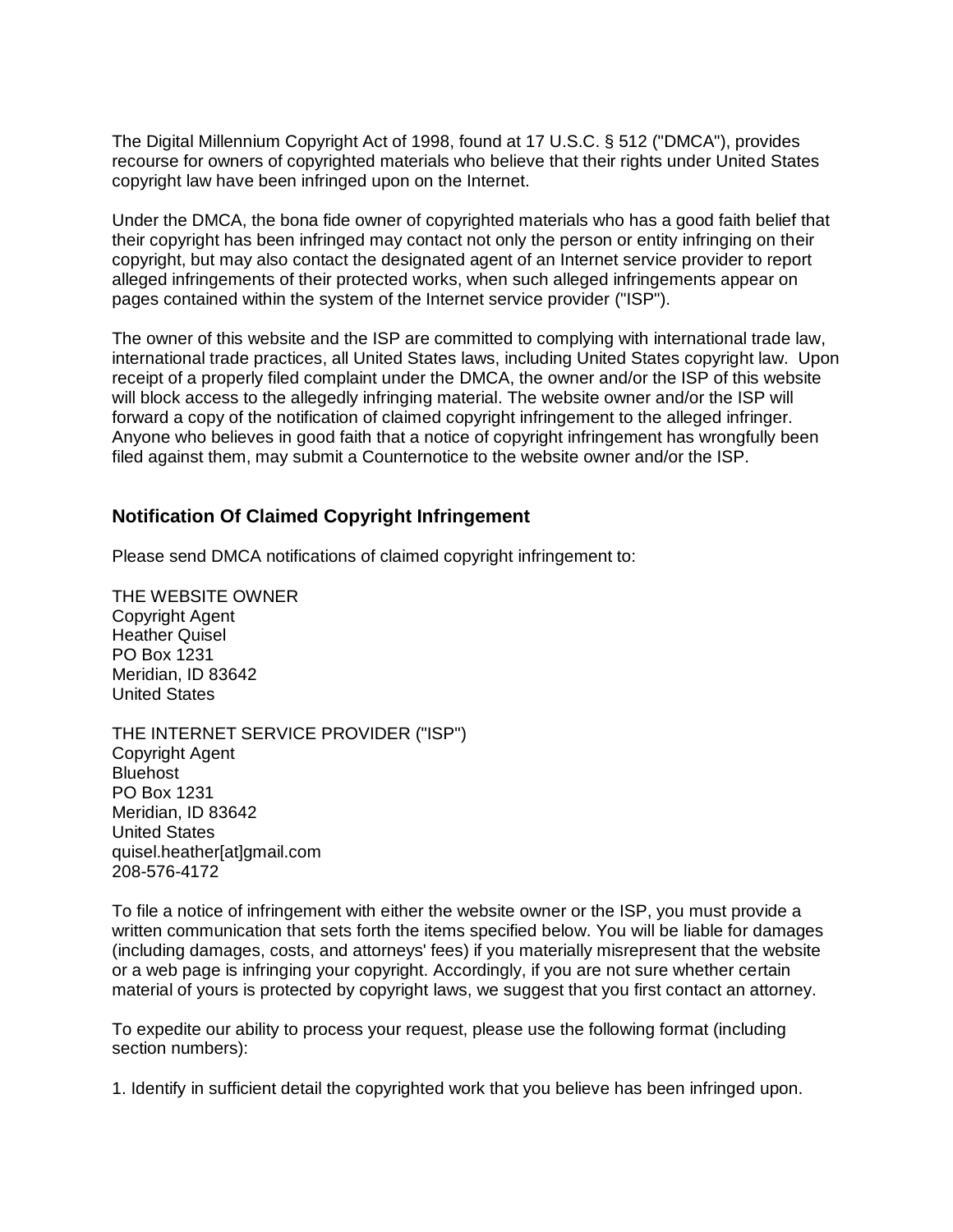The Digital Millennium Copyright Act of 1998, found at 17 U.S.C. § 512 ("DMCA"), provides recourse for owners of copyrighted materials who believe that their rights under United States copyright law have been infringed upon on the Internet.

Under the DMCA, the bona fide owner of copyrighted materials who has a good faith belief that their copyright has been infringed may contact not only the person or entity infringing on their copyright, but may also contact the designated agent of an Internet service provider to report alleged infringements of their protected works, when such alleged infringements appear on pages contained within the system of the Internet service provider ("ISP").

The owner of this website and the ISP are committed to complying with international trade law, international trade practices, all United States laws, including United States copyright law. Upon receipt of a properly filed complaint under the DMCA, the owner and/or the ISP of this website will block access to the allegedly infringing material. The website owner and/or the ISP will forward a copy of the notification of claimed copyright infringement to the alleged infringer. Anyone who believes in good faith that a notice of copyright infringement has wrongfully been filed against them, may submit a Counternotice to the website owner and/or the ISP.

### Notification Of Claimed Copyright Infringement

Please send DMCA notifications of claimed copyright infringement to:

THE WEBSITE OWNER
Copyright Agent
Heather Quisel
PO Box 1231
Meridian, ID 83642
United States

THE INTERNET SERVICE PROVIDER ("ISP")
Copyright Agent
Bluehost
PO Box 1231
Meridian, ID 83642
United States
quisel.heather[at]gmail.com
208-576-4172

To file a notice of infringement with either the website owner or the ISP, you must provide a written communication that sets forth the items specified below. You will be liable for damages (including damages, costs, and attorneys' fees) if you materially misrepresent that the website or a web page is infringing your copyright. Accordingly, if you are not sure whether certain material of yours is protected by copyright laws, we suggest that you first contact an attorney.

To expedite our ability to process your request, please use the following format (including section numbers):

1. Identify in sufficient detail the copyrighted work that you believe has been infringed upon.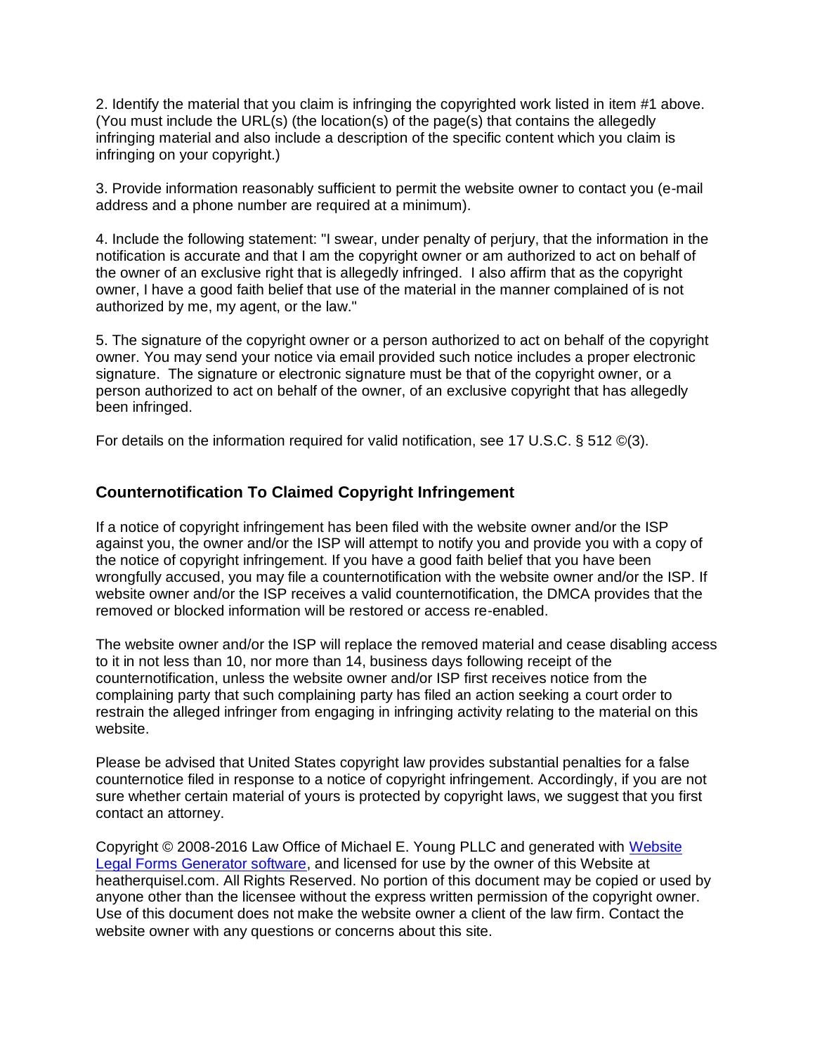2. Identify the material that you claim is infringing the copyrighted work listed in item #1 above. (You must include the URL(s) (the location(s) of the page(s) that contains the allegedly infringing material and also include a description of the specific content which you claim is infringing on your copyright.)

3. Provide information reasonably sufficient to permit the website owner to contact you (e-mail address and a phone number are required at a minimum).

4. Include the following statement: "I swear, under penalty of perjury, that the information in the notification is accurate and that I am the copyright owner or am authorized to act on behalf of the owner of an exclusive right that is allegedly infringed. I also affirm that as the copyright owner, I have a good faith belief that use of the material in the manner complained of is not authorized by me, my agent, or the law."

5. The signature of the copyright owner or a person authorized to act on behalf of the copyright owner. You may send your notice via email provided such notice includes a proper electronic signature. The signature or electronic signature must be that of the copyright owner, or a person authorized to act on behalf of the owner, of an exclusive copyright that has allegedly been infringed.

For details on the information required for valid notification, see 17 U.S.C. § 512 ©(3).

## Counternotification To Claimed Copyright Infringement

If a notice of copyright infringement has been filed with the website owner and/or the ISP against you, the owner and/or the ISP will attempt to notify you and provide you with a copy of the notice of copyright infringement. If you have a good faith belief that you have been wrongfully accused, you may file a counternotification with the website owner and/or the ISP. If website owner and/or the ISP receives a valid counternotification, the DMCA provides that the removed or blocked information will be restored or access re-enabled.

The website owner and/or the ISP will replace the removed material and cease disabling access to it in not less than 10, nor more than 14, business days following receipt of the counternotification, unless the website owner and/or ISP first receives notice from the complaining party that such complaining party has filed an action seeking a court order to restrain the alleged infringer from engaging in infringing activity relating to the material on this website.

Please be advised that United States copyright law provides substantial penalties for a false counternotice filed in response to a notice of copyright infringement. Accordingly, if you are not sure whether certain material of yours is protected by copyright laws, we suggest that you first contact an attorney.

Copyright © 2008-2016 Law Office of Michael E. Young PLLC and generated with [Website Legal Forms Generator software](), and licensed for use by the owner of this Website at heatherquisel.com. All Rights Reserved. No portion of this document may be copied or used by anyone other than the licensee without the express written permission of the copyright owner. Use of this document does not make the website owner a client of the law firm. Contact the website owner with any questions or concerns about this site.